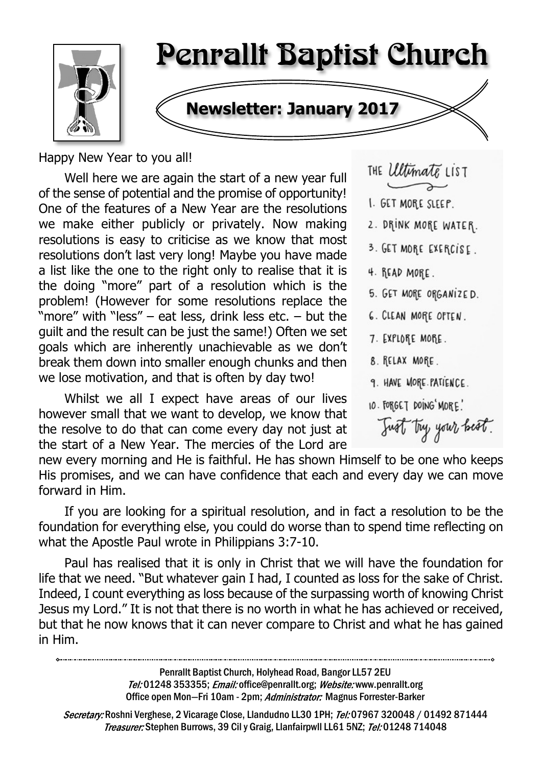# Penrallt Baptist Church

## Newsletter: January 2017

Happy New Year to you all!

Well here we are again the start of a new year full of the sense of potential and the promise of opportunity! One of the features of a New Year are the resolutions we make either publicly or privately. Now making resolutions is easy to criticise as we know that most resolutions don't last very long! Maybe you have made a list like the one to the right only to realise that it is the doing "more" part of a resolution which is the problem! (However for some resolutions replace the "more" with "less" – eat less, drink less etc. – but the guilt and the result can be just the same!) Often we set goals which are inherently unachievable as we don't break them down into smaller enough chunks and then we lose motivation, and that is often by day two!

THE *Ultimate* LIST

1. GET MORE SLEEP.
2. DRINK MORE WATER.
3. GET MORE EXERCISE.
4. READ MORE.
5. GET MORE ORGANIZED.
6. CLEAN MORE OFTEN.
7. EXPLORE MORE.
8. RELAX MORE.
9. HAVE MORE PATIENCE.
10. FORGET DOING 'MORE.' *Just try your best.*

Whilst we all I expect have areas of our lives however small that we want to develop, we know that the resolve to do that can come every day not just at the start of a New Year. The mercies of the Lord are new every morning and He is faithful. He has shown Himself to be one who keeps His promises, and we can have confidence that each and every day we can move forward in Him.

If you are looking for a spiritual resolution, and in fact a resolution to be the foundation for everything else, you could do worse than to spend time reflecting on what the Apostle Paul wrote in Philippians 3:7-10.

Paul has realised that it is only in Christ that we will have the foundation for life that we need. "But whatever gain I had, I counted as loss for the sake of Christ. Indeed, I count everything as loss because of the surpassing worth of knowing Christ Jesus my Lord." It is not that there is no worth in what he has achieved or received, but that he now knows that it can never compare to Christ and what he has gained in Him.

---

Penrallt Baptist Church, Holyhead Road, Bangor LL57 2EU
*Tel:* 01248 353355; *Email:* office@penrallt.org; *Website:* www.penrallt.org
Office open Mon—Fri 10am - 2pm; *Administrator:* Magnus Forrester-Barker

*Secretary:* Roshni Verghese, 2 Vicarage Close, Llandudno LL30 1PH; *Tel:* 07967 320048 / 01492 871444
*Treasurer:* Stephen Burrows, 39 Cil y Graig, Llanfairpwll LL61 5NZ; *Tel:* 01248 714048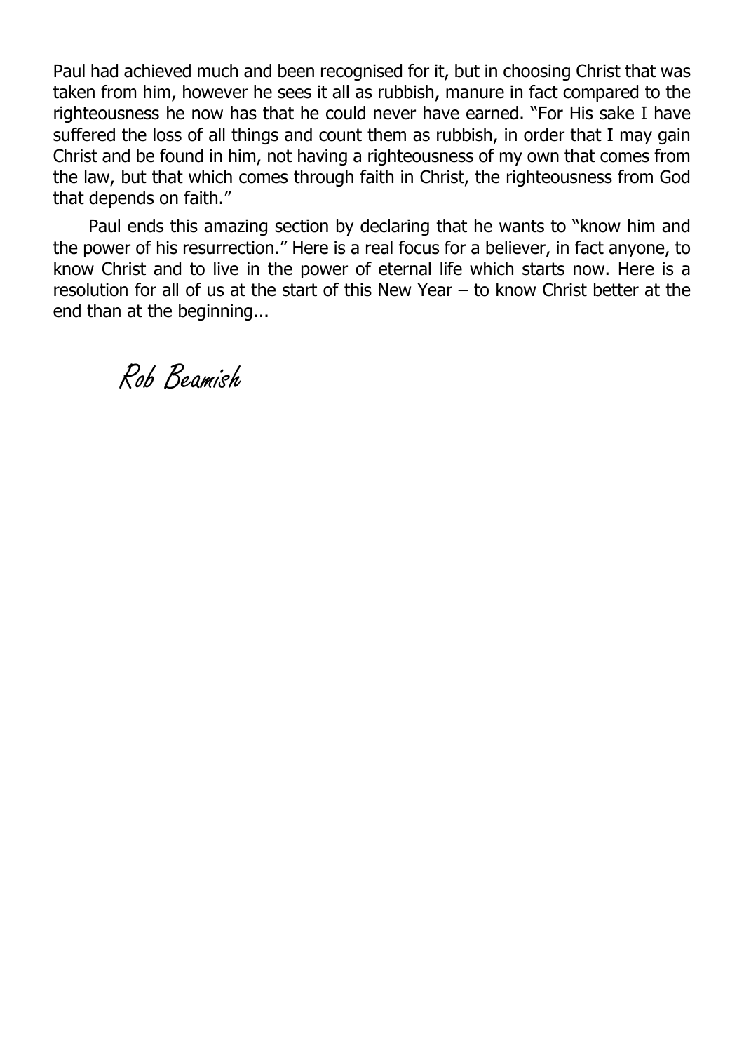Paul had achieved much and been recognised for it, but in choosing Christ that was taken from him, however he sees it all as rubbish, manure in fact compared to the righteousness he now has that he could never have earned. "For His sake I have suffered the loss of all things and count them as rubbish, in order that I may gain Christ and be found in him, not having a righteousness of my own that comes from the law, but that which comes through faith in Christ, the righteousness from God that depends on faith."

Paul ends this amazing section by declaring that he wants to "know him and the power of his resurrection." Here is a real focus for a believer, in fact anyone, to know Christ and to live in the power of eternal life which starts now. Here is a resolution for all of us at the start of this New Year – to know Christ better at the end than at the beginning...

*Rob Beamish*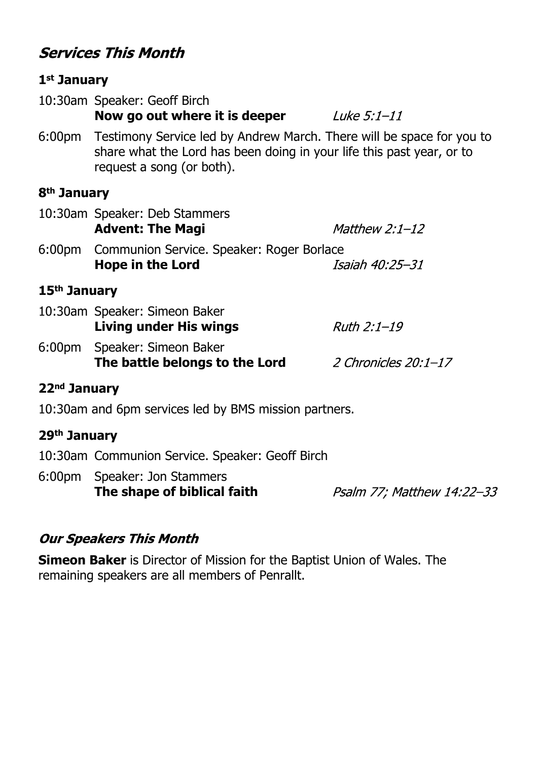## *Services This Month*

### 1st January

10:30am Speaker: Geoff Birch
**Now go out where it is deeper** *Luke 5:1–11*

6:00pm Testimony Service led by Andrew March. There will be space for you to share what the Lord has been doing in your life this past year, or to request a song (or both).

### 8th January

10:30am Speaker: Deb Stammers
**Advent: The Magi** *Matthew 2:1–12*

6:00pm Communion Service. Speaker: Roger Borlace
**Hope in the Lord** *Isaiah 40:25–31*

### 15th January

10:30am Speaker: Simeon Baker
**Living under His wings** *Ruth 2:1–19*

6:00pm Speaker: Simeon Baker
**The battle belongs to the Lord** *2 Chronicles 20:1–17*

### 22nd January

10:30am and 6pm services led by BMS mission partners.

### 29th January

10:30am Communion Service. Speaker: Geoff Birch

6:00pm Speaker: Jon Stammers
**The shape of biblical faith** *Psalm 77; Matthew 14:22–33*

## *Our Speakers This Month*

**Simeon Baker** is Director of Mission for the Baptist Union of Wales. The remaining speakers are all members of Penrallt.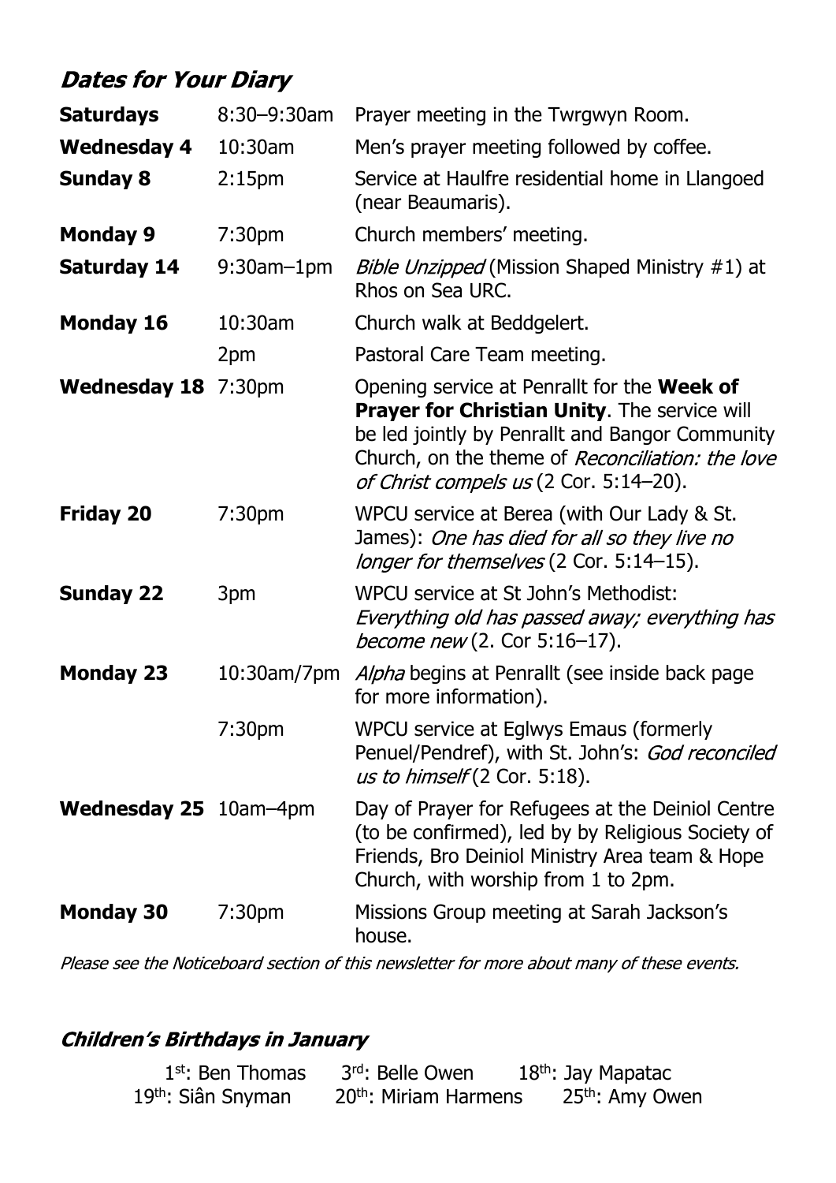## *Dates for Your Diary*

| | | |
|---|---|---|
| **Saturdays** | 8:30–9:30am | Prayer meeting in the Twrgwyn Room. |
| **Wednesday 4** | 10:30am | Men's prayer meeting followed by coffee. |
| **Sunday 8** | 2:15pm | Service at Haulfre residential home in Llangoed (near Beaumaris). |
| **Monday 9** | 7:30pm | Church members' meeting. |
| **Saturday 14** | 9:30am–1pm | *Bible Unzipped* (Mission Shaped Ministry #1) at Rhos on Sea URC. |
| **Monday 16** | 10:30am | Church walk at Beddgelert. |
| | 2pm | Pastoral Care Team meeting. |
| **Wednesday 18** | 7:30pm | Opening service at Penrallt for the **Week of Prayer for Christian Unity**. The service will be led jointly by Penrallt and Bangor Community Church, on the theme of *Reconciliation: the love of Christ compels us* (2 Cor. 5:14–20). |
| **Friday 20** | 7:30pm | WPCU service at Berea (with Our Lady & St. James): *One has died for all so they live no longer for themselves* (2 Cor. 5:14–15). |
| **Sunday 22** | 3pm | WPCU service at St John's Methodist: *Everything old has passed away; everything has become new* (2. Cor 5:16–17). |
| **Monday 23** | 10:30am/7pm | *Alpha* begins at Penrallt (see inside back page for more information). |
| | 7:30pm | WPCU service at Eglwys Emaus (formerly Penuel/Pendref), with St. John's: *God reconciled us to himself* (2 Cor. 5:18). |
| **Wednesday 25** | 10am–4pm | Day of Prayer for Refugees at the Deiniol Centre (to be confirmed), led by by Religious Society of Friends, Bro Deiniol Ministry Area team & Hope Church, with worship from 1 to 2pm. |
| **Monday 30** | 7:30pm | Missions Group meeting at Sarah Jackson's house. |

*Please see the Noticeboard section of this newsletter for more about many of these events.*

## *Children's Birthdays in January*

1st: Ben Thomas 3rd: Belle Owen 18th: Jay Mapatac
19th: Siân Snyman 20th: Miriam Harmens 25th: Amy Owen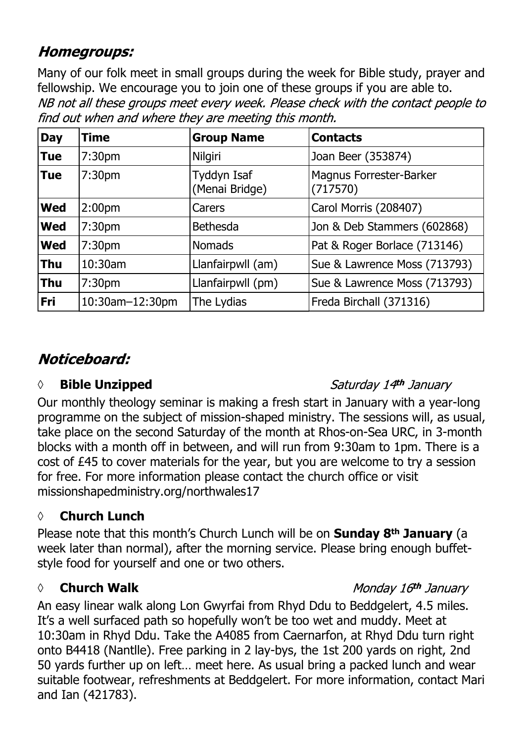## *Homegroups:*

Many of our folk meet in small groups during the week for Bible study, prayer and fellowship. We encourage you to join one of these groups if you are able to.
*NB not all these groups meet every week. Please check with the contact people to find out when and where they are meeting this month.*

| Day | Time | Group Name | Contacts |
|---|---|---|---|
| **Tue** | 7:30pm | Nilgiri | Joan Beer (353874) |
| **Tue** | 7:30pm | Tyddyn Isaf (Menai Bridge) | Magnus Forrester-Barker (717570) |
| **Wed** | 2:00pm | Carers | Carol Morris (208407) |
| **Wed** | 7:30pm | Bethesda | Jon & Deb Stammers (602868) |
| **Wed** | 7:30pm | Nomads | Pat & Roger Borlace (713146) |
| **Thu** | 10:30am | Llanfairpwll (am) | Sue & Lawrence Moss (713793) |
| **Thu** | 7:30pm | Llanfairpwll (pm) | Sue & Lawrence Moss (713793) |
| **Fri** | 10:30am–12:30pm | The Lydias | Freda Birchall (371316) |

## *Noticeboard:*

◊ **Bible Unzipped** — *Saturday 14th January*

Our monthly theology seminar is making a fresh start in January with a year-long programme on the subject of mission-shaped ministry. The sessions will, as usual, take place on the second Saturday of the month at Rhos-on-Sea URC, in 3-month blocks with a month off in between, and will run from 9:30am to 1pm. There is a cost of £45 to cover materials for the year, but you are welcome to try a session for free. For more information please contact the church office or visit missionshapedministry.org/northwales17

◊ **Church Lunch**

Please note that this month's Church Lunch will be on **Sunday 8th January** (a week later than normal), after the morning service. Please bring enough buffet-style food for yourself and one or two others.

◊ **Church Walk** — *Monday 16th January*

An easy linear walk along Lon Gwyrfai from Rhyd Ddu to Beddgelert, 4.5 miles. It's a well surfaced path so hopefully won't be too wet and muddy. Meet at 10:30am in Rhyd Ddu. Take the A4085 from Caernarfon, at Rhyd Ddu turn right onto B4418 (Nantlle). Free parking in 2 lay-bys, the 1st 200 yards on right, 2nd 50 yards further up on left… meet here. As usual bring a packed lunch and wear suitable footwear, refreshments at Beddgelert. For more information, contact Mari and Ian (421783).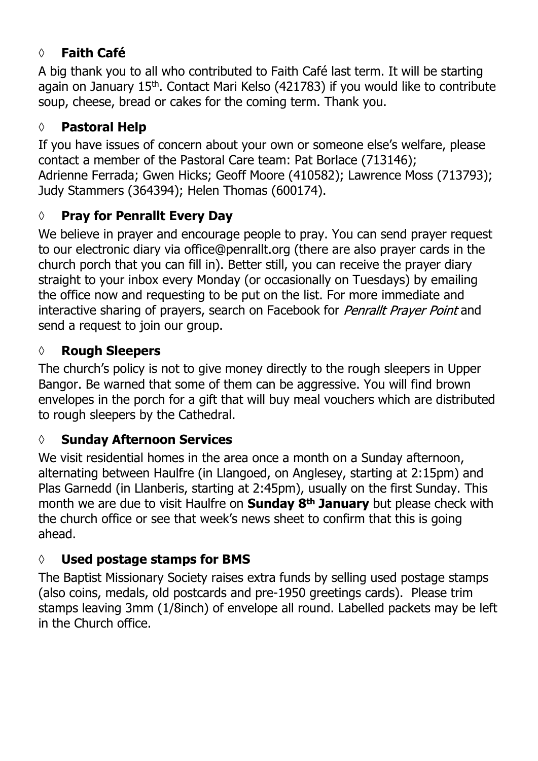- ◊ **Faith Café**

A big thank you to all who contributed to Faith Café last term. It will be starting again on January 15th. Contact Mari Kelso (421783) if you would like to contribute soup, cheese, bread or cakes for the coming term. Thank you.

- ◊ **Pastoral Help**

If you have issues of concern about your own or someone else's welfare, please contact a member of the Pastoral Care team: Pat Borlace (713146); Adrienne Ferrada; Gwen Hicks; Geoff Moore (410582); Lawrence Moss (713793); Judy Stammers (364394); Helen Thomas (600174).

- ◊ **Pray for Penrallt Every Day**

We believe in prayer and encourage people to pray. You can send prayer request to our electronic diary via office@penrallt.org (there are also prayer cards in the church porch that you can fill in). Better still, you can receive the prayer diary straight to your inbox every Monday (or occasionally on Tuesdays) by emailing the office now and requesting to be put on the list. For more immediate and interactive sharing of prayers, search on Facebook for *Penrallt Prayer Point* and send a request to join our group.

- ◊ **Rough Sleepers**

The church's policy is not to give money directly to the rough sleepers in Upper Bangor. Be warned that some of them can be aggressive. You will find brown envelopes in the porch for a gift that will buy meal vouchers which are distributed to rough sleepers by the Cathedral.

- ◊ **Sunday Afternoon Services**

We visit residential homes in the area once a month on a Sunday afternoon, alternating between Haulfre (in Llangoed, on Anglesey, starting at 2:15pm) and Plas Garnedd (in Llanberis, starting at 2:45pm), usually on the first Sunday. This month we are due to visit Haulfre on **Sunday 8th January** but please check with the church office or see that week's news sheet to confirm that this is going ahead.

- ◊ **Used postage stamps for BMS**

The Baptist Missionary Society raises extra funds by selling used postage stamps (also coins, medals, old postcards and pre-1950 greetings cards). Please trim stamps leaving 3mm (1/8inch) of envelope all round. Labelled packets may be left in the Church office.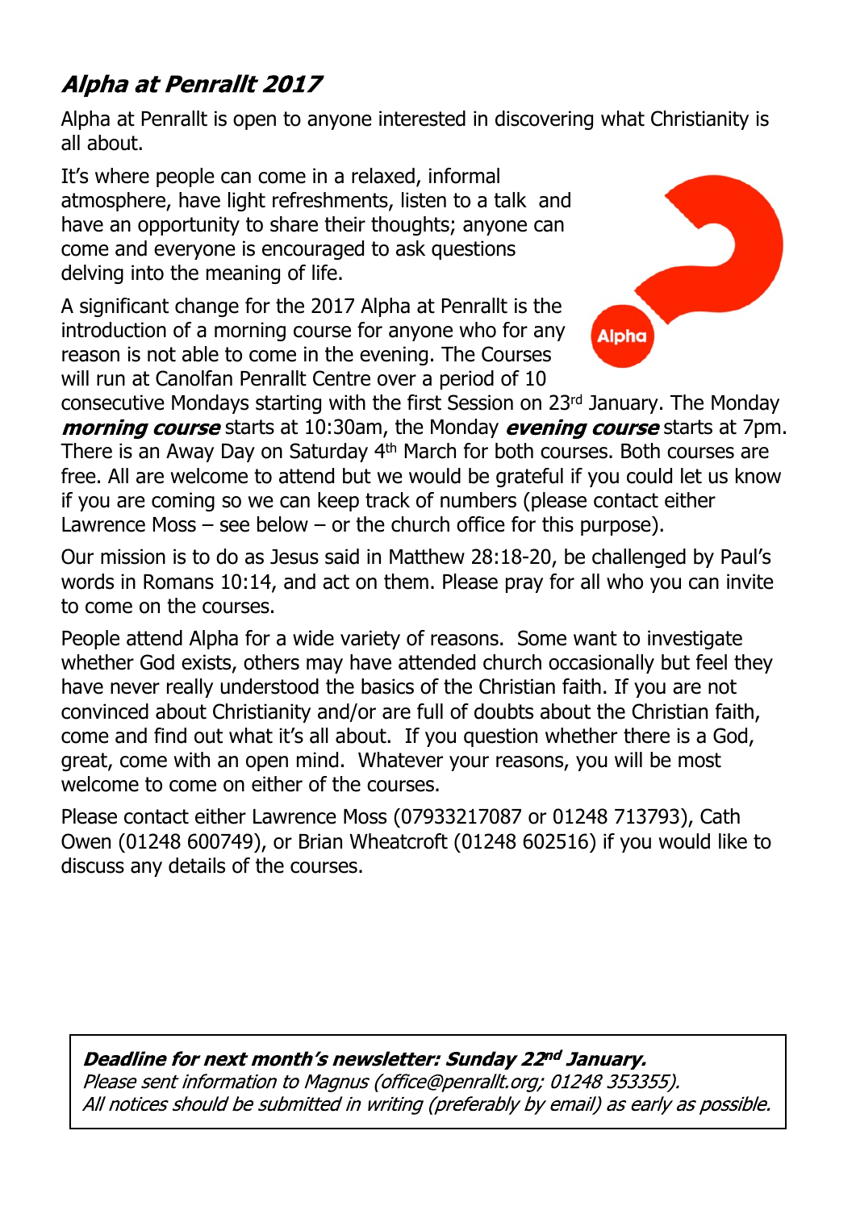## *Alpha at Penrallt 2017*

Alpha at Penrallt is open to anyone interested in discovering what Christianity is all about.

It's where people can come in a relaxed, informal atmosphere, have light refreshments, listen to a talk and have an opportunity to share their thoughts; anyone can come and everyone is encouraged to ask questions delving into the meaning of life.

A significant change for the 2017 Alpha at Penrallt is the introduction of a morning course for anyone who for any reason is not able to come in the evening. The Courses will run at Canolfan Penrallt Centre over a period of 10 consecutive Mondays starting with the first Session on 23rd January. The Monday ***morning course*** starts at 10:30am, the Monday ***evening course*** starts at 7pm. There is an Away Day on Saturday 4th March for both courses. Both courses are free. All are welcome to attend but we would be grateful if you could let us know if you are coming so we can keep track of numbers (please contact either Lawrence Moss – see below – or the church office for this purpose).

Our mission is to do as Jesus said in Matthew 28:18-20, be challenged by Paul's words in Romans 10:14, and act on them. Please pray for all who you can invite to come on the courses.

People attend Alpha for a wide variety of reasons. Some want to investigate whether God exists, others may have attended church occasionally but feel they have never really understood the basics of the Christian faith. If you are not convinced about Christianity and/or are full of doubts about the Christian faith, come and find out what it's all about. If you question whether there is a God, great, come with an open mind. Whatever your reasons, you will be most welcome to come on either of the courses.

Please contact either Lawrence Moss (07933217087 or 01248 713793), Cath Owen (01248 600749), or Brian Wheatcroft (01248 602516) if you would like to discuss any details of the courses.

***Deadline for next month's newsletter: Sunday 22nd January.***
*Please sent information to Magnus (office@penrallt.org; 01248 353355).*
*All notices should be submitted in writing (preferably by email) as early as possible.*